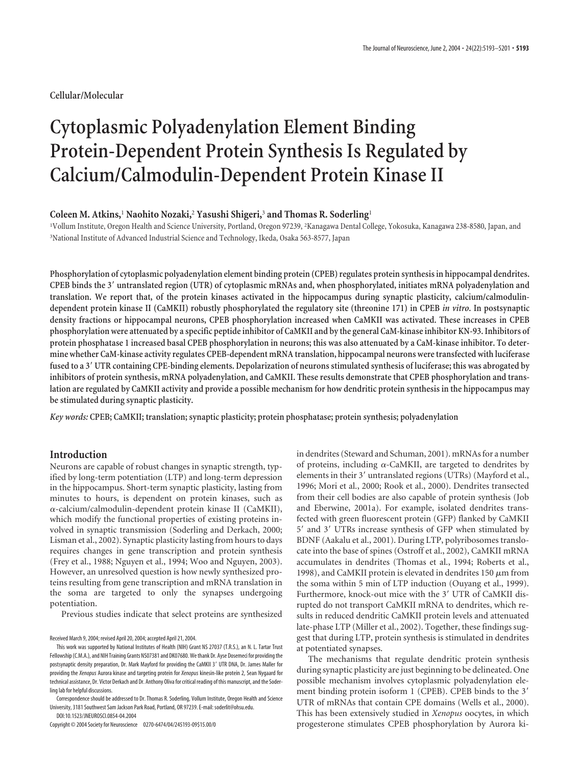Cellular/Molecular

# Cytoplasmic Polyadenylation Element Binding Protein-Dependent Protein Synthesis Is Regulated by Calcium/Calmodulin-Dependent Protein Kinase II

**Coleen M. Atkins,[1] Naohito Nozaki,[2] Yasushi Shigeri,[3] and Thomas R. Soderling[1]**

[1]Vollum Institute, Oregon Health and Science University, Portland, Oregon 97239, [2]Kanagawa Dental College, Yokosuka, Kanagawa 238-8580, Japan, and [3]National Institute of Advanced Industrial Science and Technology, Ikeda, Osaka 563-8577, Japan

**Phosphorylation of cytoplasmic polyadenylation element binding protein (CPEB) regulates protein synthesis in hippocampal dendrites. CPEB binds the 3′ untranslated region (UTR) of cytoplasmic mRNAs and, when phosphorylated, initiates mRNA polyadenylation and translation. We report that, of the protein kinases activated in the hippocampus during synaptic plasticity, calcium/calmodulin-dependent protein kinase II (CaMKII) robustly phosphorylated the regulatory site (threonine 171) in CPEB *in vitro*. In postsynaptic density fractions or hippocampal neurons, CPEB phosphorylation increased when CaMKII was activated. These increases in CPEB phosphorylation were attenuated by a specific peptide inhibitor of CaMKII and by the general CaM-kinase inhibitor KN-93. Inhibitors of protein phosphatase 1 increased basal CPEB phosphorylation in neurons; this was also attenuated by a CaM-kinase inhibitor. To determine whether CaM-kinase activity regulates CPEB-dependent mRNA translation, hippocampal neurons were transfected with luciferase fused to a 3′ UTR containing CPE-binding elements. Depolarization of neurons stimulated synthesis of luciferase; this was abrogated by inhibitors of protein synthesis, mRNA polyadenylation, and CaMKII. These results demonstrate that CPEB phosphorylation and translation are regulated by CaMKII activity and provide a possible mechanism for how dendritic protein synthesis in the hippocampus may be stimulated during synaptic plasticity.**

***Key words:*** **CPEB; CaMKII; translation; synaptic plasticity; protein phosphatase; protein synthesis; polyadenylation**

## Introduction

Neurons are capable of robust changes in synaptic strength, typified by long-term potentiation (LTP) and long-term depression in the hippocampus. Short-term synaptic plasticity, lasting from minutes to hours, is dependent on protein kinases, such as α-calcium/calmodulin-dependent protein kinase II (CaMKII), which modify the functional properties of existing proteins involved in synaptic transmission (Soderling and Derkach, 2000; Lisman et al., 2002). Synaptic plasticity lasting from hours to days requires changes in gene transcription and protein synthesis (Frey et al., 1988; Nguyen et al., 1994; Woo and Nguyen, 2003). However, an unresolved question is how newly synthesized proteins resulting from gene transcription and mRNA translation in the soma are targeted to only the synapses undergoing potentiation.

Previous studies indicate that select proteins are synthesized in dendrites (Steward and Schuman, 2001). mRNAs for a number of proteins, including α-CaMKII, are targeted to dendrites by elements in their 3′ untranslated regions (UTRs) (Mayford et al., 1996; Mori et al., 2000; Rook et al., 2000). Dendrites transected from their cell bodies are also capable of protein synthesis (Job and Eberwine, 2001a). For example, isolated dendrites transfected with green fluorescent protein (GFP) flanked by CaMKII 5′ and 3′ UTRs increase synthesis of GFP when stimulated by BDNF (Aakalu et al., 2001). During LTP, polyribosomes translocate into the base of spines (Ostroff et al., 2002), CaMKII mRNA accumulates in dendrites (Thomas et al., 1994; Roberts et al., 1998), and CaMKII protein is elevated in dendrites 150 μm from the soma within 5 min of LTP induction (Ouyang et al., 1999). Furthermore, knock-out mice with the 3′ UTR of CaMKII disrupted do not transport CaMKII mRNA to dendrites, which results in reduced dendritic CaMKII protein levels and attenuated late-phase LTP (Miller et al., 2002). Together, these findings suggest that during LTP, protein synthesis is stimulated in dendrites at potentiated synapses.

The mechanisms that regulate dendritic protein synthesis during synaptic plasticity are just beginning to be delineated. One possible mechanism involves cytoplasmic polyadenylation element binding protein isoform 1 (CPEB). CPEB binds to the 3′ UTR of mRNAs that contain CPE domains (Wells et al., 2000). This has been extensively studied in *Xenopus* oocytes, in which progesterone stimulates CPEB phosphorylation by Aurora ki-

Received March 9, 2004; revised April 20, 2004; accepted April 21, 2004.

This work was supported by National Institutes of Health (NIH) Grant NS 27037 (T.R.S.), an N. L. Tartar Trust Fellowship (C.M.A.), and NIH Training Grants NS07381 and DK07680. We thank Dr. Ayse Dosemeci for providing the postsynaptic density preparation, Dr. Mark Mayford for providing the CaMKII 3′ UTR DNA, Dr. James Maller for providing the *Xenopus* Aurora kinase and targeting protein for *Xenopus* kinesin-like protein 2, Sean Nygaard for technical assistance, Dr. Victor Derkach and Dr. Anthony Oliva for critical reading of this manuscript, and the Soderling lab for helpful discussions.

Correspondence should be addressed to Dr. Thomas R. Soderling, Vollum Institute, Oregon Health and Science University, 3181 Southwest Sam Jackson Park Road, Portland, OR 97239. E-mail: soderlit@ohsu.edu.

DOI:10.1523/JNEUROSCI.0854-04.2004

Copyright © 2004 Society for Neuroscience 0270-6474/04/245193-09$15.00/0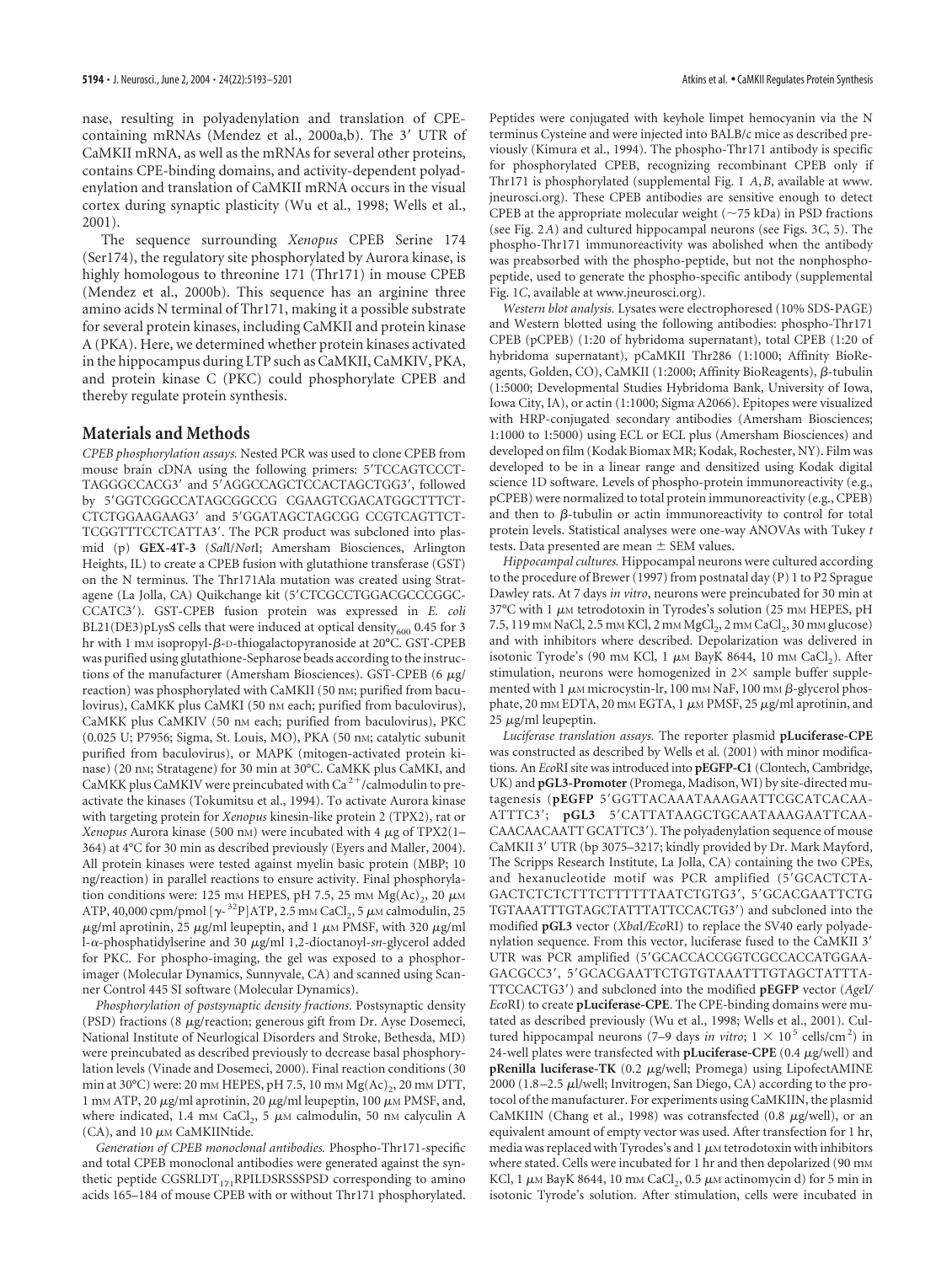nase, resulting in polyadenylation and translation of CPE-containing mRNAs (Mendez et al., 2000a,b). The 3′ UTR of CaMKII mRNA, as well as the mRNAs for several other proteins, contains CPE-binding domains, and activity-dependent polyadenylation and translation of CaMKII mRNA occurs in the visual cortex during synaptic plasticity (Wu et al., 1998; Wells et al., 2001).

The sequence surrounding *Xenopus* CPEB Serine 174 (Ser174), the regulatory site phosphorylated by Aurora kinase, is highly homologous to threonine 171 (Thr171) in mouse CPEB (Mendez et al., 2000b). This sequence has an arginine three amino acids N terminal of Thr171, making it a possible substrate for several protein kinases, including CaMKII and protein kinase A (PKA). Here, we determined whether protein kinases activated in the hippocampus during LTP such as CaMKII, CaMKIV, PKA, and protein kinase C (PKC) could phosphorylate CPEB and thereby regulate protein synthesis.

## Materials and Methods

*CPEB phosphorylation assays.* Nested PCR was used to clone CPEB from mouse brain cDNA using the following primers: 5′TCCAGTCCCTTAGGGCCACG3′ and 5′AGGCCAGCTCCACTAGCTGG3′, followed by 5′GGTCGGCCATAGCGGCCG CGAAGTCGACATGGCTTTCTCTCTGGAAGAAG3′ and 5′GGATAGCTAGCGG CCGTCAGTTCTTCGGTTTCCTCATTA3′. The PCR product was subcloned into plasmid (p) **GEX-4T-3** (*Sal*I/*Not*I; Amersham Biosciences, Arlington Heights, IL) to create a CPEB fusion with glutathione transferase (GST) on the N terminus. The Thr171Ala mutation was created using Stratagene (La Jolla, CA) Quikchange kit (5′CTCGCCTGGACGCCCGGCCCATC3′). GST-CPEB fusion protein was expressed in *E. coli* BL21(DE3)pLysS cells that were induced at optical density$_{600}$ 0.45 for 3 hr with 1 mM isopropyl-β-D-thiogalactopyranoside at 20°C. GST-CPEB was purified using glutathione-Sepharose beads according to the instructions of the manufacturer (Amersham Biosciences). GST-CPEB (6 μg/reaction) was phosphorylated with CaMKII (50 nM; purified from baculovirus), CaMKK plus CaMKI (50 nM each; purified from baculovirus), CaMKK plus CaMKIV (50 nM each; purified from baculovirus), PKC (0.025 U; P7956; Sigma, St. Louis, MO), PKA (50 nM; catalytic subunit purified from baculovirus), or MAPK (mitogen-activated protein kinase) (20 nM; Stratagene) for 30 min at 30°C. CaMKK plus CaMKI, and CaMKK plus CaMKIV were preincubated with $Ca^{2+}$/calmodulin to preactivate the kinases (Tokumitsu et al., 1994). To activate Aurora kinase with targeting protein for *Xenopus* kinesin-like protein 2 (TPX2), rat or *Xenopus* Aurora kinase (500 nM) were incubated with 4 μg of TPX2(1–364) at 4°C for 30 min as described previously (Eyers and Maller, 2004). All protein kinases were tested against myelin basic protein (MBP; 10 ng/reaction) in parallel reactions to ensure activity. Final phosphorylation conditions were: 125 mM HEPES, pH 7.5, 25 mM Mg(Ac)$_2$, 20 μM ATP, 40,000 cpm/pmol [γ-$^{32}$P]ATP, 2.5 mM $CaCl_2$, 5 μM calmodulin, 25 μg/ml aprotinin, 25 μg/ml leupeptin, and 1 μM PMSF, with 320 μg/ml L-α-phosphatidylserine and 30 μg/ml 1,2-dioctanoyl-*sn*-glycerol added for PKC. For phospho-imaging, the gel was exposed to a phosphorimager (Molecular Dynamics, Sunnyvale, CA) and scanned using Scanner Control 445 SI software (Molecular Dynamics).

*Phosphorylation of postsynaptic density fractions.* Postsynaptic density (PSD) fractions (8 μg/reaction; generous gift from Dr. Ayse Dosemeci, National Institute of Neurological Disorders and Stroke, Bethesda, MD) were preincubated as described previously to decrease basal phosphorylation levels (Vinade and Dosemeci, 2000). Final reaction conditions (30 min at 30°C) were: 20 mM HEPES, pH 7.5, 10 mM Mg(Ac)$_2$, 20 mM DTT, 1 mM ATP, 20 μg/ml aprotinin, 20 μg/ml leupeptin, 100 μM PMSF, and, where indicated, 1.4 mM $CaCl_2$, 5 μM calmodulin, 50 nM calyculin A (CA), and 10 μM CaMKIINtide.

*Generation of CPEB monoclonal antibodies.* Phospho-Thr171-specific and total CPEB monoclonal antibodies were generated against the synthetic peptide CGSRLDT$_{171}$RPILDSRSSSPSD corresponding to amino acids 165–184 of mouse CPEB with or without Thr171 phosphorylated. Peptides were conjugated with keyhole limpet hemocyanin via the N terminus Cysteine and were injected into BALB/c mice as described previously (Kimura et al., 1994). The phospho-Thr171 antibody is specific for phosphorylated CPEB, recognizing recombinant CPEB only if Thr171 is phosphorylated (supplemental Fig. 1 *A*, *B*, available at www.jneurosci.org). These CPEB antibodies are sensitive enough to detect CPEB at the appropriate molecular weight (~75 kDa) in PSD fractions (see Fig. 2*A*) and cultured hippocampal neurons (see Figs. 3*C*, 5). The phospho-Thr171 immunoreactivity was abolished when the antibody was preabsorbed with the phospho-peptide, but not the nonphosphopeptide, used to generate the phospho-specific antibody (supplemental Fig. 1*C*, available at www.jneurosci.org).

*Western blot analysis.* Lysates were electrophoresed (10% SDS-PAGE) and Western blotted using the following antibodies: phospho-Thr171 CPEB (pCPEB) (1:20 of hybridoma supernatant), total CPEB (1:20 of hybridoma supernatant), pCaMKII Thr286 (1:1000; Affinity BioReagents, Golden, CO), CaMKII (1:2000; Affinity BioReagents), β-tubulin (1:5000; Developmental Studies Hybridoma Bank, University of Iowa, Iowa City, IA), or actin (1:1000; Sigma A2066). Epitopes were visualized with HRP-conjugated secondary antibodies (Amersham Biosciences; 1:1000 to 1:5000) using ECL or ECL plus (Amersham Biosciences) and developed on film (Kodak Biomax MR; Kodak, Rochester, NY). Film was developed to be in a linear range and densitized using Kodak digital science 1D software. Levels of phospho-protein immunoreactivity (e.g., pCPEB) were normalized to total protein immunoreactivity (e.g., CPEB) and then to β-tubulin or actin immunoreactivity to control for total protein levels. Statistical analyses were one-way ANOVAs with Tukey *t* tests. Data presented are mean ± SEM values.

*Hippocampal cultures.* Hippocampal neurons were cultured according to the procedure of Brewer (1997) from postnatal day (P) 1 to P2 Sprague Dawley rats. At 7 days *in vitro*, neurons were preincubated for 30 min at 37°C with 1 μM tetrodotoxin in Tyrodes's solution (25 mM HEPES, pH 7.5, 119 mM NaCl, 2.5 mM KCl, 2 mM $MgCl_2$, 2 mM $CaCl_2$, 30 mM glucose) and with inhibitors where described. Depolarization was delivered in isotonic Tyrode's (90 mM KCl, 1 μM BayK 8644, 10 mM $CaCl_2$). After stimulation, neurons were homogenized in 2× sample buffer supplemented with 1 μM microcystin-lr, 100 mM NaF, 100 mM β-glycerol phosphate, 20 mM EDTA, 20 mM EGTA, 1 μM PMSF, 25 μg/ml aprotinin, and 25 μg/ml leupeptin.

*Luciferase translation assays.* The reporter plasmid **pLuciferase-CPE** was constructed as described by Wells et al. (2001) with minor modifications. An *Eco*RI site was introduced into **pEGFP-C1** (Clontech, Cambridge, UK) and **pGL3-Promoter** (Promega, Madison, WI) by site-directed mutagenesis (**pEGFP** 5′GGTTACAAATAAAGAATTCGCATCACAAATTTC3′; **pGL3** 5′CATTATAAGCTGCAATAAAGAATTCAACAACAACAATT GCATTC3′). The polyadenylation sequence of mouse CaMKII 3′ UTR (bp 3075–3217; kindly provided by Dr. Mark Mayford, The Scripps Research Institute, La Jolla, CA) containing the two CPEs, and hexanucleotide motif was PCR amplified (5′GCACTCTAGACTCTCTCTTTCTTTTTTAATCTGTG3′, 5′GCACGAATTCTG TGTAAATTTGTAGCTATTTATTCCACTG3′) and subcloned into the modified **pGL3** vector (*Xba*I/*Eco*RI) to replace the SV40 early polyadenylation sequence. From this vector, luciferase fused to the CaMKII 3′ UTR was PCR amplified (5′GCACCACCGGTCGCCACCATGGAAGACGCC3′, 5′GCACGAATTCTGTGTAAATTTGTAGCTATTTATTCCACTG3′) and subcloned into the modified **pEGFP** vector (*Age*I/*Eco*RI) to create **pLuciferase-CPE**. The CPE-binding domains were mutated as described previously (Wu et al., 1998; Wells et al., 2001). Cultured hippocampal neurons (7–9 days *in vitro*; 1 × $10^5$ cells/cm$^2$) in 24-well plates were transfected with **pLuciferase-CPE** (0.4 μg/well) and **pRenilla luciferase-TK** (0.2 μg/well; Promega) using LipofectAMINE 2000 (1.8–2.5 μl/well; Invitrogen, San Diego, CA) according to the protocol of the manufacturer. For experiments using CaMKIIN, the plasmid CaMKIIN (Chang et al., 1998) was cotransfected (0.8 μg/well), or an equivalent amount of empty vector was used. After transfection for 1 hr, media was replaced with Tyrodes's and 1 μM tetrodotoxin with inhibitors where stated. Cells were incubated for 1 hr and then depolarized (90 mM KCl, 1 μM BayK 8644, 10 mM $CaCl_2$, 0.5 μM actinomycin d) for 5 min in isotonic Tyrode's solution. After stimulation, cells were incubated in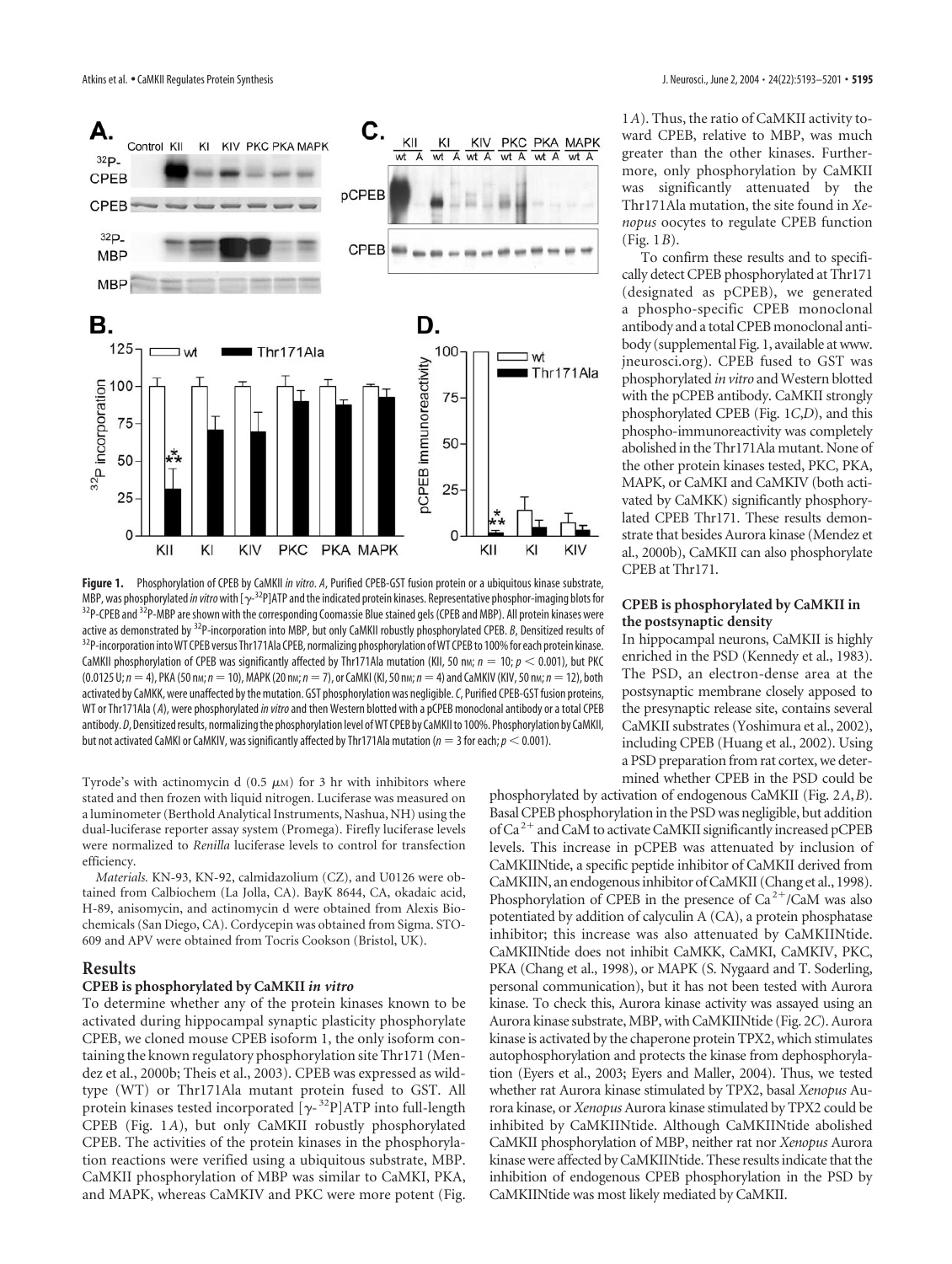**Figure 1.** Phosphorylation of CPEB by CaMKII *in vitro*. *A*, Purified CPEB-GST fusion protein or a ubiquitous kinase substrate, MBP, was phosphorylated *in vitro* with [$\gamma$-$^{32}$P]ATP and the indicated protein kinases. Representative phosphor-imaging blots for $^{32}$P-CPEB and $^{32}$P-MBP are shown with the corresponding Coomassie Blue stained gels (CPEB and MBP). All protein kinases were active as demonstrated by $^{32}$P-incorporation into MBP, but only CaMKII robustly phosphorylated CPEB. *B*, Densitized results of $^{32}$P-incorporation into WT CPEB versus Thr171Ala CPEB, normalizing phosphorylation of WT CPEB to 100% for each protein kinase. CaMKII phosphorylation of CPEB was significantly affected by Thr171Ala mutation (KII, 50 nM; $n = 10$; $p < 0.001$), but PKC (0.0125 U; $n = 4$), PKA (50 nM; $n = 10$), MAPK (20 nM; $n = 7$), or CaMKI (KI, 50 nM; $n = 4$) and CaMKIV (KIV, 50 nM; $n = 12$), both activated by CaMKK, were unaffected by the mutation. GST phosphorylation was negligible. *C*, Purified CPEB-GST fusion proteins, WT or Thr171Ala (*A*), were phosphorylated *in vitro* and then Western blotted with a pCPEB monoclonal antibody or a total CPEB antibody. *D*, Densitized results, normalizing the phosphorylation level of WT CPEB by CaMKII to 100%. Phosphorylation by CaMKII, but not activated CaMKI or CaMKIV, was significantly affected by Thr171Ala mutation ($n = 3$ for each; $p < 0.001$).

Tyrode's with actinomycin d (0.5 $\mu$M) for 3 hr with inhibitors where stated and then frozen with liquid nitrogen. Luciferase was measured on a luminometer (Berthold Analytical Instruments, Nashua, NH) using the dual-luciferase reporter assay system (Promega). Firefly luciferase levels were normalized to *Renilla* luciferase levels to control for transfection efficiency.

*Materials.* KN-93, KN-92, calmidazolium (CZ), and U0126 were obtained from Calbiochem (La Jolla, CA). BayK 8644, CA, okadaic acid, H-89, anisomycin, and actinomycin d were obtained from Alexis Biochemicals (San Diego, CA). Cordycepin was obtained from Sigma. STO-609 and APV were obtained from Tocris Cookson (Bristol, UK).

## Results

### CPEB is phosphorylated by CaMKII *in vitro*

To determine whether any of the protein kinases known to be activated during hippocampal synaptic plasticity phosphorylate CPEB, we cloned mouse CPEB isoform 1, the only isoform containing the known regulatory phosphorylation site Thr171 (Mendez et al., 2000b; Theis et al., 2003). CPEB was expressed as wild-type (WT) or Thr171Ala mutant protein fused to GST. All protein kinases tested incorporated [$\gamma$-$^{32}$P]ATP into full-length CPEB (Fig. 1*A*), but only CaMKII robustly phosphorylated CPEB. The activities of the protein kinases in the phosphorylation reactions were verified using a ubiquitous substrate, MBP. CaMKII phosphorylation of MBP was similar to CaMKI, PKA, and MAPK, whereas CaMKIV and PKC were more potent (Fig. 1*A*). Thus, the ratio of CaMKII activity toward CPEB, relative to MBP, was much greater than the other kinases. Furthermore, only phosphorylation by CaMKII was significantly attenuated by the Thr171Ala mutation, the site found in *Xenopus* oocytes to regulate CPEB function (Fig. 1*B*).

To confirm these results and to specifically detect CPEB phosphorylated at Thr171 (designated as pCPEB), we generated a phospho-specific CPEB monoclonal antibody and a total CPEB monoclonal antibody (supplemental Fig. 1, available at www.jneurosci.org). CPEB fused to GST was phosphorylated *in vitro* and Western blotted with the pCPEB antibody. CaMKII strongly phosphorylated CPEB (Fig. 1*C*,*D*), and this phospho-immunoreactivity was completely abolished in the Thr171Ala mutant. None of the other protein kinases tested, PKC, PKA, MAPK, or CaMKI and CaMKIV (both activated by CaMKK) significantly phosphorylated CPEB Thr171. These results demonstrate that besides Aurora kinase (Mendez et al., 2000b), CaMKII can also phosphorylate CPEB at Thr171.

### CPEB is phosphorylated by CaMKII in the postsynaptic density

In hippocampal neurons, CaMKII is highly enriched in the PSD (Kennedy et al., 1983). The PSD, an electron-dense area at the postsynaptic membrane closely apposed to the presynaptic release site, contains several CaMKII substrates (Yoshimura et al., 2002), including CPEB (Huang et al., 2002). Using a PSD preparation from rat cortex, we determined whether CPEB in the PSD could be phosphorylated by activation of endogenous CaMKII (Fig. 2*A*,*B*). Basal CPEB phosphorylation in the PSD was negligible, but addition of $Ca^{2+}$ and CaM to activate CaMKII significantly increased pCPEB levels. This increase in pCPEB was attenuated by inclusion of CaMKIINtide, a specific peptide inhibitor of CaMKII derived from CaMKIIN, an endogenous inhibitor of CaMKII (Chang et al., 1998). Phosphorylation of CPEB in the presence of $Ca^{2+}$/CaM was also potentiated by addition of calyculin A (CA), a protein phosphatase inhibitor; this increase was also attenuated by CaMKIINtide. CaMKIINtide does not inhibit CaMKK, CaMKI, CaMKIV, PKC, PKA (Chang et al., 1998), or MAPK (S. Nygaard and T. Soderling, personal communication), but it has not been tested with Aurora kinase. To check this, Aurora kinase activity was assayed using an Aurora kinase substrate, MBP, with CaMKIINtide (Fig. 2*C*). Aurora kinase is activated by the chaperone protein TPX2, which stimulates autophosphorylation and protects the kinase from dephosphorylation (Eyers et al., 2003; Eyers and Maller, 2004). Thus, we tested whether rat Aurora kinase stimulated by TPX2, basal *Xenopus* Aurora kinase, or *Xenopus* Aurora kinase stimulated by TPX2 could be inhibited by CaMKIINtide. Although CaMKIINtide abolished CaMKII phosphorylation of MBP, neither rat nor *Xenopus* Aurora kinase were affected by CaMKIINtide. These results indicate that the inhibition of endogenous CPEB phosphorylation in the PSD by CaMKIINtide was most likely mediated by CaMKII.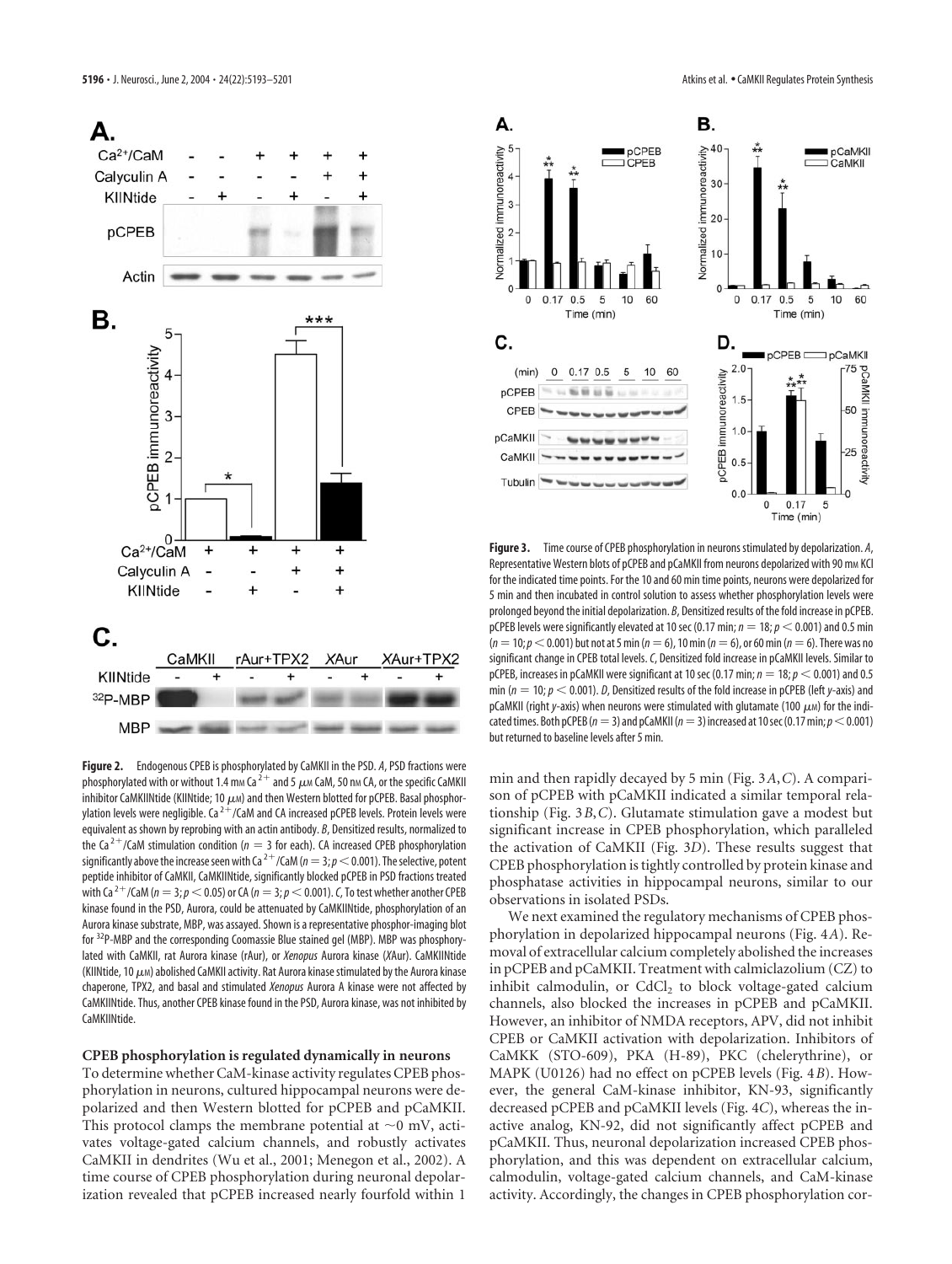**Figure 2.** Endogenous CPEB is phosphorylated by CaMKII in the PSD. *A*, PSD fractions were phosphorylated with or without 1.4 mM $Ca^{2+}$ and 5 $\mu$M CaM, 50 nM CA, or the specific CaMKII inhibitor CaMKIINtide (KIINtide; 10 $\mu$M) and then Western blotted for pCPEB. Basal phosphorylation levels were negligible. $Ca^{2+}$/CaM and CA increased pCPEB levels. Protein levels were equivalent as shown by reprobing with an actin antibody. *B*, Densitized results, normalized to the $Ca^{2+}$/CaM stimulation condition ($n = 3$ for each). CA increased CPEB phosphorylation significantly above the increase seen with $Ca^{2+}$/CaM ($n = 3$; $p < 0.001$). The selective, potent peptide inhibitor of CaMKII, CaMKIINtide, significantly blocked pCPEB in PSD fractions treated with $Ca^{2+}$/CaM ($n = 3$; $p < 0.05$) or CA ($n = 3$; $p < 0.001$). *C*, To test whether another CPEB kinase found in the PSD, Aurora, could be attenuated by CaMKIINtide, phosphorylation of an Aurora kinase substrate, MBP, was assayed. Shown is a representative phosphor-imaging blot for $^{32}$P-MBP and the corresponding Coomassie Blue stained gel (MBP). MBP was phosphorylated with CaMKII, rat Aurora kinase (rAur), or *Xenopus* Aurora kinase (*X*Aur). CaMKIINtide (KIINtide, 10 $\mu$M) abolished CaMKII activity. Rat Aurora kinase stimulated by the Aurora kinase chaperone, TPX2, and basal and stimulated *Xenopus* Aurora A kinase were not affected by CaMKIINtide. Thus, another CPEB kinase found in the PSD, Aurora kinase, was not inhibited by CaMKIINtide.

**Figure 3.** Time course of CPEB phosphorylation in neurons stimulated by depolarization. *A*, Representative Western blots of pCPEB and pCaMKII from neurons depolarized with 90 mM KCl for the indicated time points. For the 10 and 60 min time points, neurons were depolarized for 5 min and then incubated in control solution to assess whether phosphorylation levels were prolonged beyond the initial depolarization. *B*, Densitized results of the fold increase in pCPEB. pCPEB levels were significantly elevated at 10 sec (0.17 min; $n = 18$; $p < 0.001$) and 0.5 min ($n = 10$; $p < 0.001$) but not at 5 min ($n = 6$), 10 min ($n = 6$), or 60 min ($n = 6$). There was no significant change in CPEB total levels. *C*, Densitized fold increase in pCaMKII levels. Similar to pCPEB, increases in pCaMKII were significant at 10 sec (0.17 min; $n = 18$; $p < 0.001$) and 0.5 min ($n = 10$; $p < 0.001$). *D*, Densitized results of the fold increase in pCPEB (left *y*-axis) and pCaMKII (right *y*-axis) when neurons were stimulated with glutamate (100 $\mu$M) for the indicated times. Both pCPEB ($n = 3$) and pCaMKII ($n = 3$) increased at 10 sec (0.17 min; $p < 0.001$) but returned to baseline levels after 5 min.

### CPEB phosphorylation is regulated dynamically in neurons

To determine whether CaM-kinase activity regulates CPEB phosphorylation in neurons, cultured hippocampal neurons were depolarized and then Western blotted for pCPEB and pCaMKII. This protocol clamps the membrane potential at ~0 mV, activates voltage-gated calcium channels, and robustly activates CaMKII in dendrites (Wu et al., 2001; Menegon et al., 2002). A time course of CPEB phosphorylation during neuronal depolarization revealed that pCPEB increased nearly fourfold within 1 min and then rapidly decayed by 5 min (Fig. 3*A*,*C*). A comparison of pCPEB with pCaMKII indicated a similar temporal relationship (Fig. 3*B*,*C*). Glutamate stimulation gave a modest but significant increase in CPEB phosphorylation, which paralleled the activation of CaMKII (Fig. 3*D*). These results suggest that CPEB phosphorylation is tightly controlled by protein kinase and phosphatase activities in hippocampal neurons, similar to our observations in isolated PSDs.

We next examined the regulatory mechanisms of CPEB phosphorylation in depolarized hippocampal neurons (Fig. 4*A*). Removal of extracellular calcium completely abolished the increases in pCPEB and pCaMKII. Treatment with calmiclazolium (CZ) to inhibit calmodulin, or $CdCl_2$ to block voltage-gated calcium channels, also blocked the increases in pCPEB and pCaMKII. However, an inhibitor of NMDA receptors, APV, did not inhibit CPEB or CaMKII activation with depolarization. Inhibitors of CaMKK (STO-609), PKA (H-89), PKC (chelerythrine), or MAPK (U0126) had no effect on pCPEB levels (Fig. 4*B*). However, the general CaM-kinase inhibitor, KN-93, significantly decreased pCPEB and pCaMKII levels (Fig. 4*C*), whereas the inactive analog, KN-92, did not significantly affect pCPEB and pCaMKII. Thus, neuronal depolarization increased CPEB phosphorylation, and this was dependent on extracellular calcium, calmodulin, voltage-gated calcium channels, and CaM-kinase activity. Accordingly, the changes in CPEB phosphorylation cor-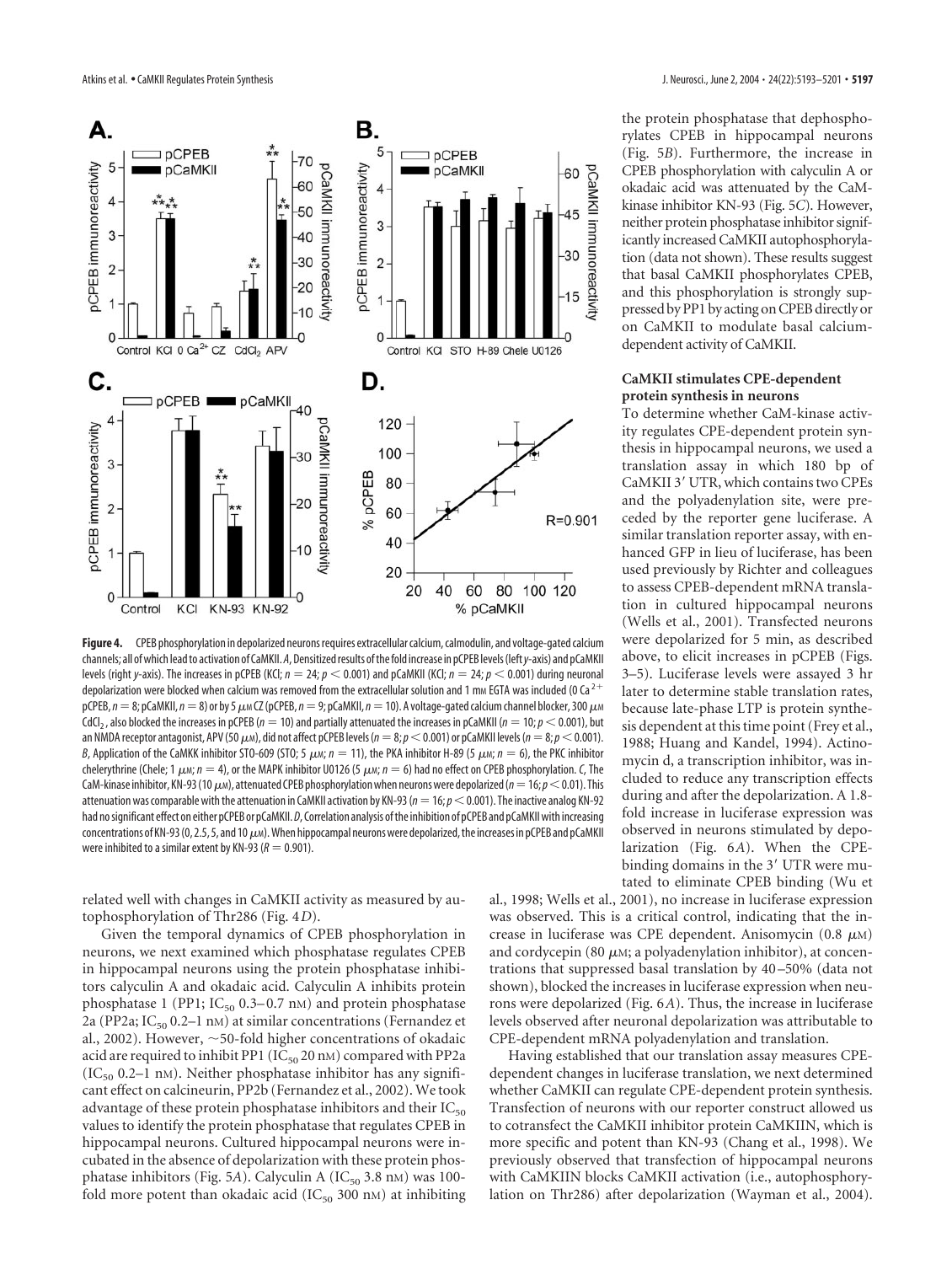**Figure 4.** CPEB phosphorylation in depolarized neurons requires extracellular calcium, calmodulin, and voltage-gated calcium channels; all of which lead to activation of CaMKII. *A*, Densitized results of the fold increase in pCPEB levels (left *y*-axis) and pCaMKII levels (right *y*-axis). The increases in pCPEB (KCl; $n = 24$; $p < 0.001$) and pCaMKII (KCl; $n = 24$; $p < 0.001$) during neuronal depolarization were blocked when calcium was removed from the extracellular solution and 1 mM EGTA was included (0 $Ca^{2+}$ pCPEB, $n = 8$; pCaMKII, $n = 8$) or by 5 $\mu$M CZ (pCPEB, $n = 9$; pCaMKII, $n = 10$). A voltage-gated calcium channel blocker, 300 $\mu$M $CdCl_2$, also blocked the increases in pCPEB ($n = 10$) and partially attenuated the increases in pCaMKII ($n = 10$; $p < 0.001$), but an NMDA receptor antagonist, APV (50 $\mu$M), did not affect pCPEB levels ($n = 8$; $p < 0.001$) or pCaMKII levels ($n = 8$; $p < 0.001$). *B*, Application of the CaMKK inhibitor STO-609 (STO; 5 $\mu$M; $n = 11$), the PKA inhibitor H-89 (5 $\mu$M; $n = 6$), the PKC inhibitor chelerythrine (Chele; 1 $\mu$M; $n = 4$), or the MAPK inhibitor U0126 (5 $\mu$M; $n = 6$) had no effect on CPEB phosphorylation. *C*, The CaM-kinase inhibitor, KN-93 (10 $\mu$M), attenuated CPEB phosphorylation when neurons were depolarized ($n = 16$; $p < 0.01$). This attenuation was comparable with the attenuation in CaMKII activation by KN-93 ($n = 16$; $p < 0.001$). The inactive analog KN-92 had no significant effect on either pCPEB or pCaMKII. *D*, Correlation analysis of the inhibition of pCPEB and pCaMKII with increasing concentrations of KN-93 (0, 2.5, 5, and 10 $\mu$M). When hippocampal neurons were depolarized, the increases in pCPEB and pCaMKII were inhibited to a similar extent by KN-93 ($R = 0.901$).

related well with changes in CaMKII activity as measured by autophosphorylation of Thr286 (Fig. 4*D*).

Given the temporal dynamics of CPEB phosphorylation in neurons, we next examined which phosphatase regulates CPEB in hippocampal neurons using the protein phosphatase inhibitors calyculin A and okadaic acid. Calyculin A inhibits protein phosphatase 1 (PP1; $IC_{50}$ 0.3–0.7 nM) and protein phosphatase 2a (PP2a; $IC_{50}$ 0.2–1 nM) at similar concentrations (Fernandez et al., 2002). However, ~50-fold higher concentrations of okadaic acid are required to inhibit PP1 ($IC_{50}$ 20 nM) compared with PP2a ($IC_{50}$ 0.2–1 nM). Neither phosphatase inhibitor has any significant effect on calcineurin, PP2b (Fernandez et al., 2002). We took advantage of these protein phosphatase inhibitors and their $IC_{50}$ values to identify the protein phosphatase that regulates CPEB in hippocampal neurons. Cultured hippocampal neurons were incubated in the absence of depolarization with these protein phosphatase inhibitors (Fig. 5*A*). Calyculin A ($IC_{50}$ 3.8 nM) was 100-fold more potent than okadaic acid ($IC_{50}$ 300 nM) at inhibiting the protein phosphatase that dephosphorylates CPEB in hippocampal neurons (Fig. 5*B*). Furthermore, the increase in CPEB phosphorylation with calyculin A or okadaic acid was attenuated by the CaM-kinase inhibitor KN-93 (Fig. 5*C*). However, neither protein phosphatase inhibitor significantly increased CaMKII autophosphorylation (data not shown). These results suggest that basal CaMKII phosphorylates CPEB, and this phosphorylation is strongly suppressed by PP1 by acting on CPEB directly or on CaMKII to modulate basal calcium-dependent activity of CaMKII.

### CaMKII stimulates CPE-dependent protein synthesis in neurons

To determine whether CaM-kinase activity regulates CPE-dependent protein synthesis in hippocampal neurons, we used a translation assay in which 180 bp of CaMKII 3′ UTR, which contains two CPEs and the polyadenylation site, were preceded by the reporter gene luciferase. A similar translation reporter assay, with enhanced GFP in lieu of luciferase, has been used previously by Richter and colleagues to assess CPEB-dependent mRNA translation in cultured hippocampal neurons (Wells et al., 2001). Transfected neurons were depolarized for 5 min, as described above, to elicit increases in pCPEB (Figs. 3–5). Luciferase levels were assayed 3 hr later to determine stable translation rates, because late-phase LTP is protein synthesis dependent at this time point (Frey et al., 1988; Huang and Kandel, 1994). Actinomycin d, a transcription inhibitor, was included to reduce any transcription effects during and after the depolarization. A 1.8-fold increase in luciferase expression was observed in neurons stimulated by depolarization (Fig. 6*A*). When the CPE-binding domains in the 3′ UTR were mutated to eliminate CPEB binding (Wu et al., 1998; Wells et al., 2001), no increase in luciferase expression was observed. This is a critical control, indicating that the increase in luciferase was CPE dependent. Anisomycin (0.8 $\mu$M) and cordycepin (80 $\mu$M; a polyadenylation inhibitor), at concentrations that suppressed basal translation by 40–50% (data not shown), blocked the increases in luciferase expression when neurons were depolarized (Fig. 6*A*). Thus, the increase in luciferase levels observed after neuronal depolarization was attributable to CPE-dependent mRNA polyadenylation and translation.

Having established that our translation assay measures CPE-dependent changes in luciferase translation, we next determined whether CaMKII can regulate CPE-dependent protein synthesis. Transfection of neurons with our reporter construct allowed us to cotransfect the CaMKII inhibitor protein CaMKIIN, which is more specific and potent than KN-93 (Chang et al., 1998). We previously observed that transfection of hippocampal neurons with CaMKIIN blocks CaMKII activation (i.e., autophosphorylation on Thr286) after depolarization (Wayman et al., 2004).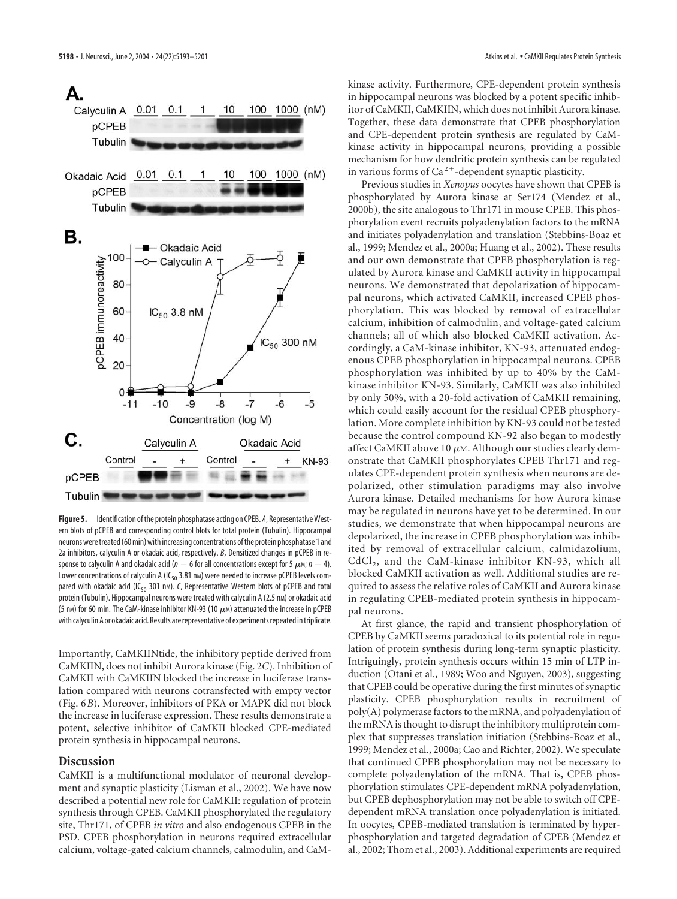**Figure 5.** Identification of the protein phosphatase acting on CPEB. *A*, Representative Western blots of pCPEB and corresponding control blots for total protein (Tubulin). Hippocampal neurons were treated (60 min) with increasing concentrations of the protein phosphatase 1 and 2a inhibitors, calyculin A or okadaic acid, respectively. *B*, Densitized changes in pCPEB in response to calyculin A and okadaic acid ($n = 6$ for all concentrations except for 5 $\mu$M; $n = 4$). Lower concentrations of calyculin A ($IC_{50}$ 3.81 nM) were needed to increase pCPEB levels compared with okadaic acid ($IC_{50}$ 301 nM). *C*, Representative Western blots of pCPEB and total protein (Tubulin). Hippocampal neurons were treated with calyculin A (2.5 nM) or okadaic acid (5 nM) for 60 min. The CaM-kinase inhibitor KN-93 (10 $\mu$M) attenuated the increase in pCPEB with calyculin A or okadaic acid. Results are representative of experiments repeated in triplicate.

Importantly, CaMKIINtide, the inhibitory peptide derived from CaMKIIN, does not inhibit Aurora kinase (Fig. 2*C*). Inhibition of CaMKII with CaMKIIN blocked the increase in luciferase translation compared with neurons cotransfected with empty vector (Fig. 6*B*). Moreover, inhibitors of PKA or MAPK did not block the increase in luciferase expression. These results demonstrate a potent, selective inhibitor of CaMKII blocked CPE-mediated protein synthesis in hippocampal neurons.

## Discussion

CaMKII is a multifunctional modulator of neuronal development and synaptic plasticity (Lisman et al., 2002). We have now described a potential new role for CaMKII: regulation of protein synthesis through CPEB. CaMKII phosphorylated the regulatory site, Thr171, of CPEB *in vitro* and also endogenous CPEB in the PSD. CPEB phosphorylation in neurons required extracellular calcium, voltage-gated calcium channels, calmodulin, and CaM-kinase activity. Furthermore, CPE-dependent protein synthesis in hippocampal neurons was blocked by a potent specific inhibitor of CaMKII, CaMKIIN, which does not inhibit Aurora kinase. Together, these data demonstrate that CPEB phosphorylation and CPE-dependent protein synthesis are regulated by CaM-kinase activity in hippocampal neurons, providing a possible mechanism for how dendritic protein synthesis can be regulated in various forms of $Ca^{2+}$-dependent synaptic plasticity.

Previous studies in *Xenopus* oocytes have shown that CPEB is phosphorylated by Aurora kinase at Ser174 (Mendez et al., 2000b), the site analogous to Thr171 in mouse CPEB. This phosphorylation event recruits polyadenylation factors to the mRNA and initiates polyadenylation and translation (Stebbins-Boaz et al., 1999; Mendez et al., 2000a; Huang et al., 2002). These results and our own demonstrate that CPEB phosphorylation is regulated by Aurora kinase and CaMKII activity in hippocampal neurons. We demonstrated that depolarization of hippocampal neurons, which activated CaMKII, increased CPEB phosphorylation. This was blocked by removal of extracellular calcium, inhibition of calmodulin, and voltage-gated calcium channels; all of which also blocked CaMKII activation. Accordingly, a CaM-kinase inhibitor, KN-93, attenuated endogenous CPEB phosphorylation in hippocampal neurons. CPEB phosphorylation was inhibited by up to 40% by the CaM-kinase inhibitor KN-93. Similarly, CaMKII was also inhibited by only 50%, with a 20-fold activation of CaMKII remaining, which could easily account for the residual CPEB phosphorylation. More complete inhibition by KN-93 could not be tested because the control compound KN-92 also began to modestly affect CaMKII above 10 $\mu$M. Although our studies clearly demonstrate that CaMKII phosphorylates CPEB Thr171 and regulates CPE-dependent protein synthesis when neurons are depolarized, other stimulation paradigms may also involve Aurora kinase. Detailed mechanisms for how Aurora kinase may be regulated in neurons have yet to be determined. In our studies, we demonstrate that when hippocampal neurons are depolarized, the increase in CPEB phosphorylation was inhibited by removal of extracellular calcium, calmidazolium, $CdCl_2$, and the CaM-kinase inhibitor KN-93, which all blocked CaMKII activation as well. Additional studies are required to assess the relative roles of CaMKII and Aurora kinase in regulating CPEB-mediated protein synthesis in hippocampal neurons.

At first glance, the rapid and transient phosphorylation of CPEB by CaMKII seems paradoxical to its potential role in regulation of protein synthesis during long-term synaptic plasticity. Intriguingly, protein synthesis occurs within 15 min of LTP induction (Otani et al., 1989; Woo and Nguyen, 2003), suggesting that CPEB could be operative during the first minutes of synaptic plasticity. CPEB phosphorylation results in recruitment of poly(A) polymerase factors to the mRNA, and polyadenylation of the mRNA is thought to disrupt the inhibitory multiprotein complex that suppresses translation initiation (Stebbins-Boaz et al., 1999; Mendez et al., 2000a; Cao and Richter, 2002). We speculate that continued CPEB phosphorylation may not be necessary to complete polyadenylation of the mRNA. That is, CPEB phosphorylation stimulates CPE-dependent mRNA polyadenylation, but CPEB dephosphorylation may not be able to switch off CPE-dependent mRNA translation once polyadenylation is initiated. In oocytes, CPEB-mediated translation is terminated by hyperphosphorylation and targeted degradation of CPEB (Mendez et al., 2002; Thom et al., 2003). Additional experiments are required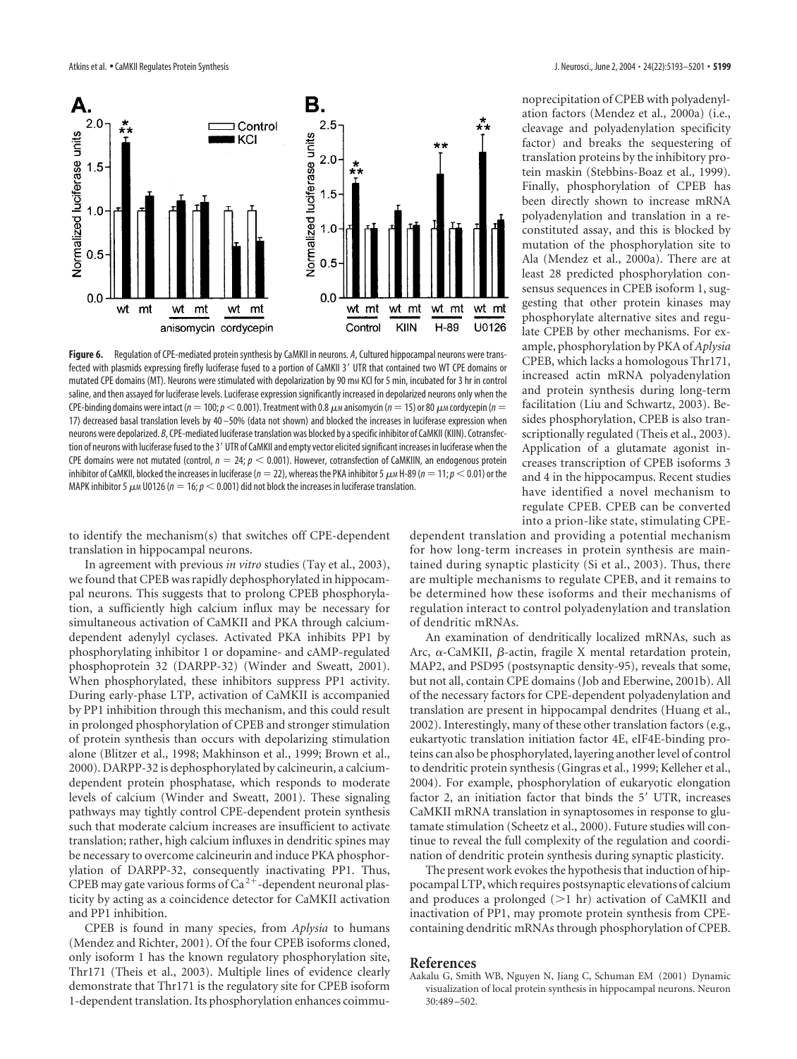**Figure 6.** Regulation of CPE-mediated protein synthesis by CaMKII in neurons. *A*, Cultured hippocampal neurons were transfected with plasmids expressing firefly luciferase fused to a portion of CaMKII 3′ UTR that contained two WT CPE domains or mutated CPE domains (MT). Neurons were stimulated with depolarization by 90 mM KCl for 5 min, incubated for 3 hr in control saline, and then assayed for luciferase levels. Luciferase expression significantly increased in depolarized neurons only when the CPE-binding domains were intact ($n = 100$; $p < 0.001$). Treatment with 0.8 μM anisomycin ($n = 15$) or 80 μM cordycepin ($n = 17$) decreased basal translation levels by 40–50% (data not shown) and blocked the increases in luciferase expression when neurons were depolarized. *B*, CPE-mediated luciferase translation was blocked by a specific inhibitor of CaMKII (KIIN). Cotransfection of neurons with luciferase fused to the 3′ UTR of CaMKII and empty vector elicited significant increases in luciferase when the CPE domains were not mutated (control, $n = 24$; $p < 0.001$). However, cotransfection of CaMKIIN, an endogenous protein inhibitor of CaMKII, blocked the increases in luciferase ($n = 22$), whereas the PKA inhibitor 5 μM H-89 ($n = 11$; $p < 0.01$) or the MAPK inhibitor 5 μM U0126 ($n = 16$; $p < 0.001$) did not block the increases in luciferase translation.

to identify the mechanism(s) that switches off CPE-dependent translation in hippocampal neurons.

In agreement with previous *in vitro* studies (Tay et al., 2003), we found that CPEB was rapidly dephosphorylated in hippocampal neurons. This suggests that to prolong CPEB phosphorylation, a sufficiently high calcium influx may be necessary for simultaneous activation of CaMKII and PKA through calcium-dependent adenylyl cyclases. Activated PKA inhibits PP1 by phosphorylating inhibitor 1 or dopamine- and cAMP-regulated phosphoprotein 32 (DARPP-32) (Winder and Sweatt, 2001). When phosphorylated, these inhibitors suppress PP1 activity. During early-phase LTP, activation of CaMKII is accompanied by PP1 inhibition through this mechanism, and this could result in prolonged phosphorylation of CPEB and stronger stimulation of protein synthesis than occurs with depolarizing stimulation alone (Blitzer et al., 1998; Makhinson et al., 1999; Brown et al., 2000). DARPP-32 is dephosphorylated by calcineurin, a calcium-dependent protein phosphatase, which responds to moderate levels of calcium (Winder and Sweatt, 2001). These signaling pathways may tightly control CPE-dependent protein synthesis such that moderate calcium increases are insufficient to activate translation; rather, high calcium influxes in dendritic spines may be necessary to overcome calcineurin and induce PKA phosphorylation of DARPP-32, consequently inactivating PP1. Thus, CPEB may gate various forms of $Ca^{2+}$-dependent neuronal plasticity by acting as a coincidence detector for CaMKII activation and PP1 inhibition.

CPEB is found in many species, from *Aplysia* to humans (Mendez and Richter, 2001). Of the four CPEB isoforms cloned, only isoform 1 has the known regulatory phosphorylation site, Thr171 (Theis et al., 2003). Multiple lines of evidence clearly demonstrate that Thr171 is the regulatory site for CPEB isoform 1-dependent translation. Its phosphorylation enhances coimmunoprecipitation of CPEB with polyadenylation factors (Mendez et al., 2000a) (i.e., cleavage and polyadenylation specificity factor) and breaks the sequestering of translation proteins by the inhibitory protein maskin (Stebbins-Boaz et al., 1999). Finally, phosphorylation of CPEB has been directly shown to increase mRNA polyadenylation and translation in a reconstituted assay, and this is blocked by mutation of the phosphorylation site to Ala (Mendez et al., 2000a). There are at least 28 predicted phosphorylation consensus sequences in CPEB isoform 1, suggesting that other protein kinases may phosphorylate alternative sites and regulate CPEB by other mechanisms. For example, phosphorylation by PKA of *Aplysia* CPEB, which lacks a homologous Thr171, increased actin mRNA polyadenylation and protein synthesis during long-term facilitation (Liu and Schwartz, 2003). Besides phosphorylation, CPEB is also transcriptionally regulated (Theis et al., 2003). Application of a glutamate agonist increases transcription of CPEB isoforms 3 and 4 in the hippocampus. Recent studies have identified a novel mechanism to regulate CPEB. CPEB can be converted into a prion-like state, stimulating CPE-dependent translation and providing a potential mechanism for how long-term increases in protein synthesis are maintained during synaptic plasticity (Si et al., 2003). Thus, there are multiple mechanisms to regulate CPEB, and it remains to be determined how these isoforms and their mechanisms of regulation interact to control polyadenylation and translation of dendritic mRNAs.

An examination of dendritically localized mRNAs, such as Arc, α-CaMKII, β-actin, fragile X mental retardation protein, MAP2, and PSD95 (postsynaptic density-95), reveals that some, but not all, contain CPE domains (Job and Eberwine, 2001b). All of the necessary factors for CPE-dependent polyadenylation and translation are present in hippocampal dendrites (Huang et al., 2002). Interestingly, many of these other translation factors (e.g., eukaryotic translation initiation factor 4E, eIF4E-binding proteins can also be phosphorylated, layering another level of control to dendritic protein synthesis (Gingras et al., 1999; Kelleher et al., 2004). For example, phosphorylation of eukaryotic elongation factor 2, an initiation factor that binds the 5′ UTR, increases CaMKII mRNA translation in synaptosomes in response to glutamate stimulation (Scheetz et al., 2000). Future studies will continue to reveal the full complexity of the regulation and coordination of dendritic protein synthesis during synaptic plasticity.

The present work evokes the hypothesis that induction of hippocampal LTP, which requires postsynaptic elevations of calcium and produces a prolonged (>1 hr) activation of CaMKII and inactivation of PP1, may promote protein synthesis from CPE-containing dendritic mRNAs through phosphorylation of CPEB.

## References

Aakalu G, Smith WB, Nguyen N, Jiang C, Schuman EM (2001) Dynamic visualization of local protein synthesis in hippocampal neurons. Neuron 30:489–502.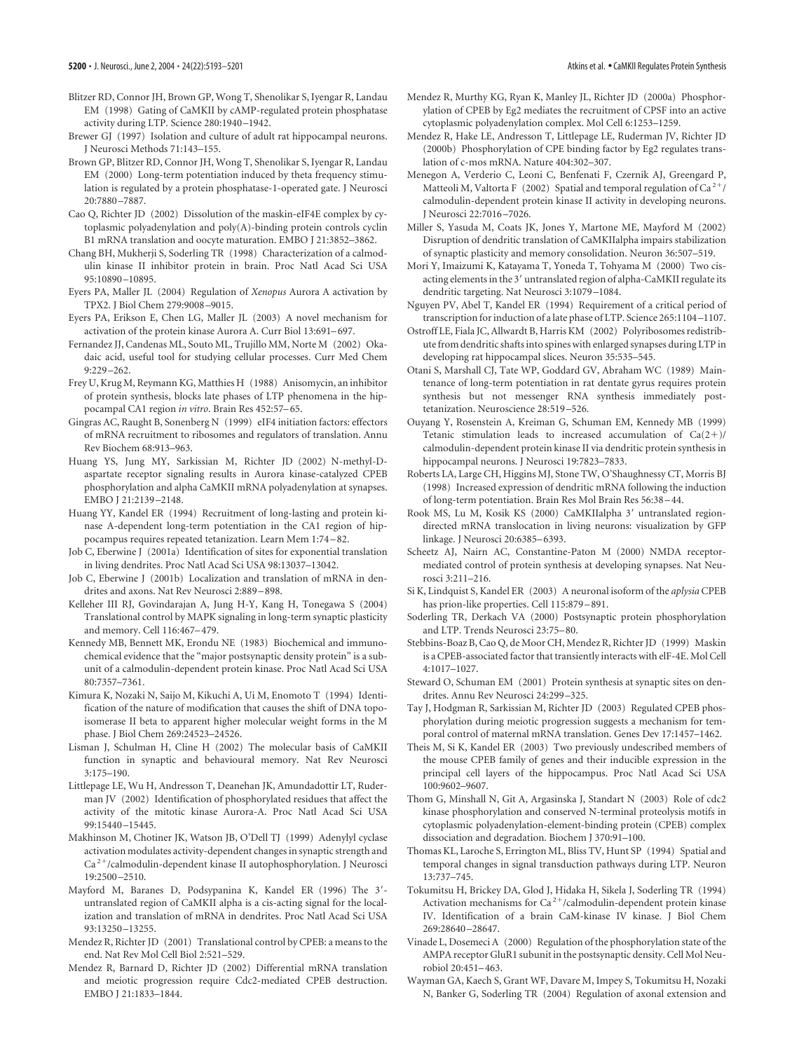Blitzer RD, Connor JH, Brown GP, Wong T, Shenolikar S, Iyengar R, Landau EM (1998) Gating of CaMKII by cAMP-regulated protein phosphatase activity during LTP. Science 280:1940–1942.

Brewer GJ (1997) Isolation and culture of adult rat hippocampal neurons. J Neurosci Methods 71:143–155.

Brown GP, Blitzer RD, Connor JH, Wong T, Shenolikar S, Iyengar R, Landau EM (2000) Long-term potentiation induced by theta frequency stimulation is regulated by a protein phosphatase-1-operated gate. J Neurosci 20:7880–7887.

Cao Q, Richter JD (2002) Dissolution of the maskin-eIF4E complex by cytoplasmic polyadenylation and poly(A)-binding protein controls cyclin B1 mRNA translation and oocyte maturation. EMBO J 21:3852–3862.

Chang BH, Mukherji S, Soderling TR (1998) Characterization of a calmodulin kinase II inhibitor protein in brain. Proc Natl Acad Sci USA 95:10890–10895.

Eyers PA, Maller JL (2004) Regulation of *Xenopus* Aurora A activation by TPX2. J Biol Chem 279:9008–9015.

Eyers PA, Erikson E, Chen LG, Maller JL (2003) A novel mechanism for activation of the protein kinase Aurora A. Curr Biol 13:691–697.

Fernandez JJ, Candenas ML, Souto ML, Trujillo MM, Norte M (2002) Okadaic acid, useful tool for studying cellular processes. Curr Med Chem 9:229–262.

Frey U, Krug M, Reymann KG, Matthies H (1988) Anisomycin, an inhibitor of protein synthesis, blocks late phases of LTP phenomena in the hippocampal CA1 region *in vitro*. Brain Res 452:57–65.

Gingras AC, Raught B, Sonenberg N (1999) eIF4 initiation factors: effectors of mRNA recruitment to ribosomes and regulators of translation. Annu Rev Biochem 68:913–963.

Huang YS, Jung MY, Sarkissian M, Richter JD (2002) N-methyl-D-aspartate receptor signaling results in Aurora kinase-catalyzed CPEB phosphorylation and alpha CaMKII mRNA polyadenylation at synapses. EMBO J 21:2139–2148.

Huang YY, Kandel ER (1994) Recruitment of long-lasting and protein kinase A-dependent long-term potentiation in the CA1 region of hippocampus requires repeated tetanization. Learn Mem 1:74–82.

Job C, Eberwine J (2001a) Identification of sites for exponential translation in living dendrites. Proc Natl Acad Sci USA 98:13037–13042.

Job C, Eberwine J (2001b) Localization and translation of mRNA in dendrites and axons. Nat Rev Neurosci 2:889–898.

Kelleher III RJ, Govindarajan A, Jung H-Y, Kang H, Tonegawa S (2004) Translational control by MAPK signaling in long-term synaptic plasticity and memory. Cell 116:467–479.

Kennedy MB, Bennett MK, Erondu NE (1983) Biochemical and immunochemical evidence that the "major postsynaptic density protein" is a subunit of a calmodulin-dependent protein kinase. Proc Natl Acad Sci USA 80:7357–7361.

Kimura K, Nozaki N, Saijo M, Kikuchi A, Ui M, Enomoto T (1994) Identification of the nature of modification that causes the shift of DNA topoisomerase II beta to apparent higher molecular weight forms in the M phase. J Biol Chem 269:24523–24526.

Lisman J, Schulman H, Cline H (2002) The molecular basis of CaMKII function in synaptic and behavioural memory. Nat Rev Neurosci 3:175–190.

Littlepage LE, Wu H, Andresson T, Deanehan JK, Amundadottir LT, Ruderman JV (2002) Identification of phosphorylated residues that affect the activity of the mitotic kinase Aurora-A. Proc Natl Acad Sci USA 99:15440–15445.

Makhinson M, Chotiner JK, Watson JB, O'Dell TJ (1999) Adenylyl cyclase activation modulates activity-dependent changes in synaptic strength and $Ca^{2+}$/calmodulin-dependent kinase II autophosphorylation. J Neurosci 19:2500–2510.

Mayford M, Baranes D, Podsypanina K, Kandel ER (1996) The 3′-untranslated region of CaMKII alpha is a cis-acting signal for the localization and translation of mRNA in dendrites. Proc Natl Acad Sci USA 93:13250–13255.

Mendez R, Richter JD (2001) Translational control by CPEB: a means to the end. Nat Rev Mol Cell Biol 2:521–529.

Mendez R, Barnard D, Richter JD (2002) Differential mRNA translation and meiotic progression require Cdc2-mediated CPEB destruction. EMBO J 21:1833–1844.

Mendez R, Murthy KG, Ryan K, Manley JL, Richter JD (2000a) Phosphorylation of CPEB by Eg2 mediates the recruitment of CPSF into an active cytoplasmic polyadenylation complex. Mol Cell 6:1253–1259.

Mendez R, Hake LE, Andresson T, Littlepage LE, Ruderman JV, Richter JD (2000b) Phosphorylation of CPE binding factor by Eg2 regulates translation of c-mos mRNA. Nature 404:302–307.

Menegon A, Verderio C, Leoni C, Benfenati F, Czernik AJ, Greengard P, Matteoli M, Valtorta F (2002) Spatial and temporal regulation of $Ca^{2+}$/calmodulin-dependent protein kinase II activity in developing neurons. J Neurosci 22:7016–7026.

Miller S, Yasuda M, Coats JK, Jones Y, Martone ME, Mayford M (2002) Disruption of dendritic translation of CaMKIIalpha impairs stabilization of synaptic plasticity and memory consolidation. Neuron 36:507–519.

Mori Y, Imaizumi K, Katayama T, Yoneda T, Tohyama M (2000) Two cis-acting elements in the 3′ untranslated region of alpha-CaMKII regulate its dendritic targeting. Nat Neurosci 3:1079–1084.

Nguyen PV, Abel T, Kandel ER (1994) Requirement of a critical period of transcription for induction of a late phase of LTP. Science 265:1104–1107.

Ostroff LE, Fiala JC, Allwardt B, Harris KM (2002) Polyribosomes redistribute from dendritic shafts into spines with enlarged synapses during LTP in developing rat hippocampal slices. Neuron 35:535–545.

Otani S, Marshall CJ, Tate WP, Goddard GV, Abraham WC (1989) Maintenance of long-term potentiation in rat dentate gyrus requires protein synthesis but not messenger RNA synthesis immediately post-tetanization. Neuroscience 28:519–526.

Ouyang Y, Rosenstein A, Kreiman G, Schuman EM, Kennedy MB (1999) Tetanic stimulation leads to increased accumulation of Ca(2+)/calmodulin-dependent protein kinase II via dendritic protein synthesis in hippocampal neurons. J Neurosci 19:7823–7833.

Roberts LA, Large CH, Higgins MJ, Stone TW, O'Shaughnessy CT, Morris BJ (1998) Increased expression of dendritic mRNA following the induction of long-term potentiation. Brain Res Mol Brain Res 56:38–44.

Rook MS, Lu M, Kosik KS (2000) CaMKIIalpha 3′ untranslated region-directed mRNA translocation in living neurons: visualization by GFP linkage. J Neurosci 20:6385–6393.

Scheetz AJ, Nairn AC, Constantine-Paton M (2000) NMDA receptor-mediated control of protein synthesis at developing synapses. Nat Neurosci 3:211–216.

Si K, Lindquist S, Kandel ER (2003) A neuronal isoform of the *aplysia* CPEB has prion-like properties. Cell 115:879–891.

Soderling TR, Derkach VA (2000) Postsynaptic protein phosphorylation and LTP. Trends Neurosci 23:75–80.

Stebbins-Boaz B, Cao Q, de Moor CH, Mendez R, Richter JD (1999) Maskin is a CPEB-associated factor that transiently interacts with elF-4E. Mol Cell 4:1017–1027.

Steward O, Schuman EM (2001) Protein synthesis at synaptic sites on dendrites. Annu Rev Neurosci 24:299–325.

Tay J, Hodgman R, Sarkissian M, Richter JD (2003) Regulated CPEB phosphorylation during meiotic progression suggests a mechanism for temporal control of maternal mRNA translation. Genes Dev 17:1457–1462.

Theis M, Si K, Kandel ER (2003) Two previously undescribed members of the mouse CPEB family of genes and their inducible expression in the principal cell layers of the hippocampus. Proc Natl Acad Sci USA 100:9602–9607.

Thom G, Minshall N, Git A, Argasinska J, Standart N (2003) Role of cdc2 kinase phosphorylation and conserved N-terminal proteolysis motifs in cytoplasmic polyadenylation-element-binding protein (CPEB) complex dissociation and degradation. Biochem J 370:91–100.

Thomas KL, Laroche S, Errington ML, Bliss TV, Hunt SP (1994) Spatial and temporal changes in signal transduction pathways during LTP. Neuron 13:737–745.

Tokumitsu H, Brickey DA, Glod J, Hidaka H, Sikela J, Soderling TR (1994) Activation mechanisms for $Ca^{2+}$/calmodulin-dependent protein kinase IV. Identification of a brain CaM-kinase IV kinase. J Biol Chem 269:28640–28647.

Vinade L, Dosemeci A (2000) Regulation of the phosphorylation state of the AMPA receptor GluR1 subunit in the postsynaptic density. Cell Mol Neurobiol 20:451–463.

Wayman GA, Kaech S, Grant WF, Davare M, Impey S, Tokumitsu H, Nozaki N, Banker G, Soderling TR (2004) Regulation of axonal extension and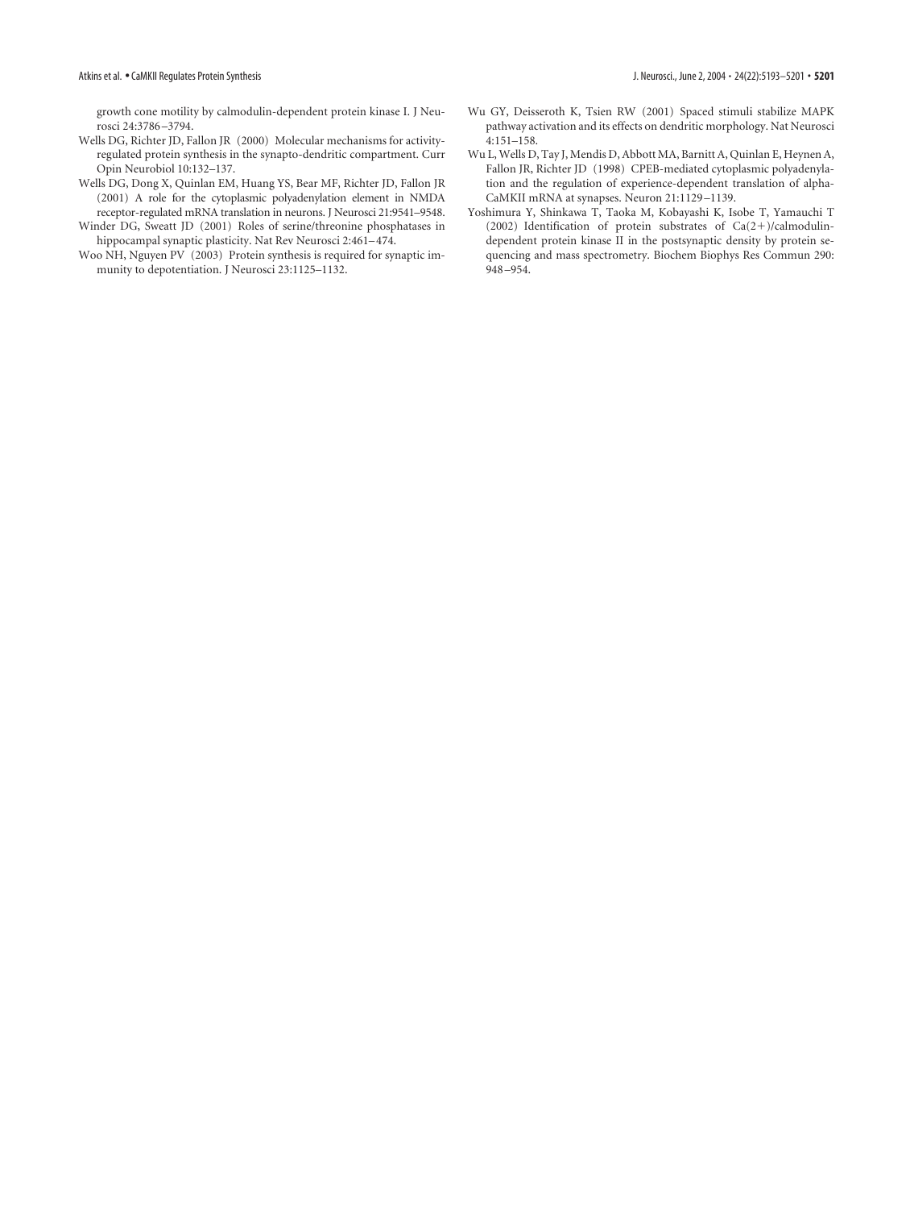growth cone motility by calmodulin-dependent protein kinase I. J Neurosci 24:3786–3794.

Wells DG, Richter JD, Fallon JR (2000) Molecular mechanisms for activity-regulated protein synthesis in the synapto-dendritic compartment. Curr Opin Neurobiol 10:132–137.

Wells DG, Dong X, Quinlan EM, Huang YS, Bear MF, Richter JD, Fallon JR (2001) A role for the cytoplasmic polyadenylation element in NMDA receptor-regulated mRNA translation in neurons. J Neurosci 21:9541–9548.

Winder DG, Sweatt JD (2001) Roles of serine/threonine phosphatases in hippocampal synaptic plasticity. Nat Rev Neurosci 2:461–474.

Woo NH, Nguyen PV (2003) Protein synthesis is required for synaptic immunity to depotentiation. J Neurosci 23:1125–1132.

Wu GY, Deisseroth K, Tsien RW (2001) Spaced stimuli stabilize MAPK pathway activation and its effects on dendritic morphology. Nat Neurosci 4:151–158.

Wu L, Wells D, Tay J, Mendis D, Abbott MA, Barnitt A, Quinlan E, Heynen A, Fallon JR, Richter JD (1998) CPEB-mediated cytoplasmic polyadenylation and the regulation of experience-dependent translation of alpha-CaMKII mRNA at synapses. Neuron 21:1129–1139.

Yoshimura Y, Shinkawa T, Taoka M, Kobayashi K, Isobe T, Yamauchi T (2002) Identification of protein substrates of Ca(2+)/calmodulin-dependent protein kinase II in the postsynaptic density by protein sequencing and mass spectrometry. Biochem Biophys Res Commun 290: 948–954.